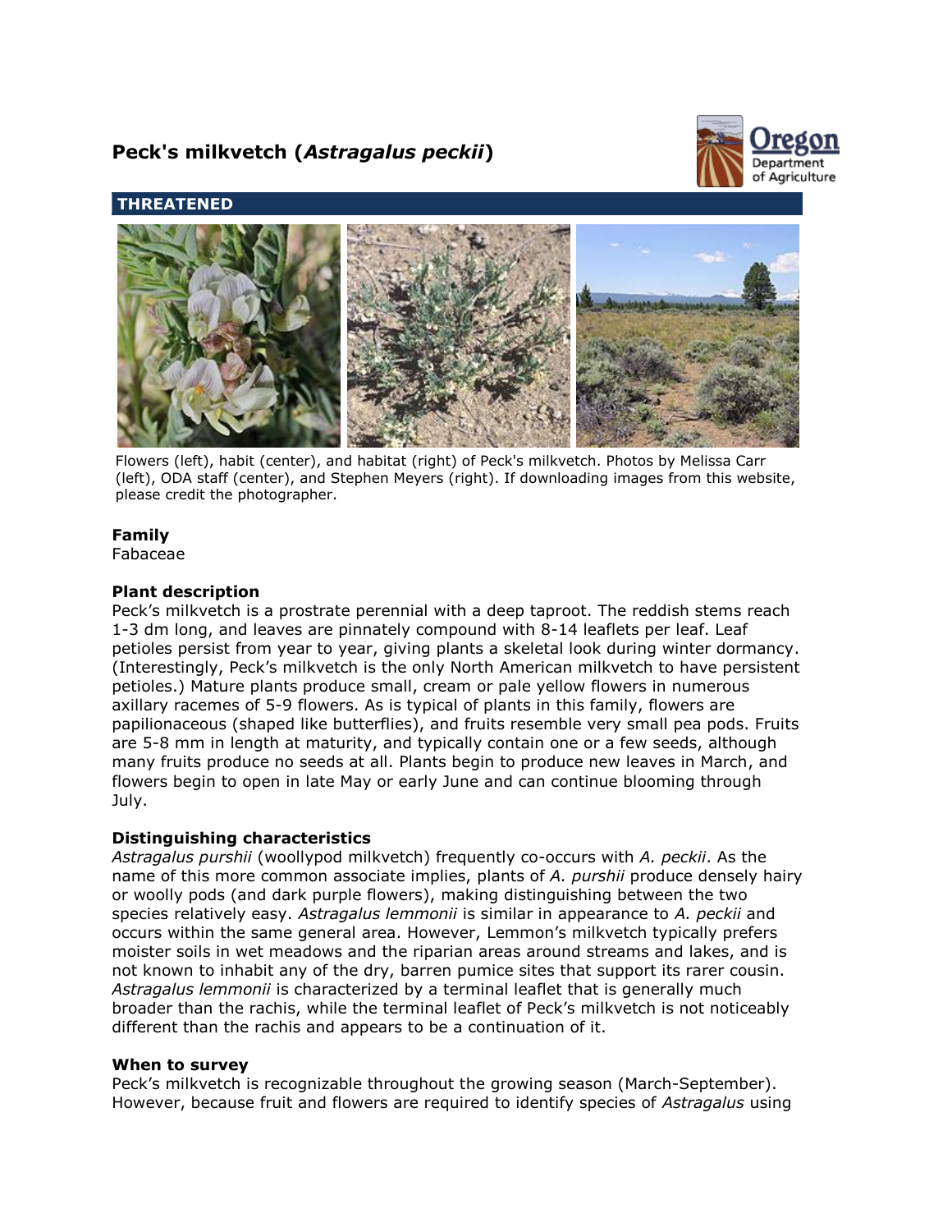# Peck's milkvetch (*Astragalus peckii*)

**THREATENED**

Flowers (left), habit (center), and habitat (right) of Peck's milkvetch. Photos by Melissa Carr (left), ODA staff (center), and Stephen Meyers (right). If downloading images from this website, please credit the photographer.

### Family

Fabaceae

### Plant description

Peck's milkvetch is a prostrate perennial with a deep taproot. The reddish stems reach 1-3 dm long, and leaves are pinnately compound with 8-14 leaflets per leaf. Leaf petioles persist from year to year, giving plants a skeletal look during winter dormancy. (Interestingly, Peck's milkvetch is the only North American milkvetch to have persistent petioles.) Mature plants produce small, cream or pale yellow flowers in numerous axillary racemes of 5-9 flowers. As is typical of plants in this family, flowers are papilionaceous (shaped like butterflies), and fruits resemble very small pea pods. Fruits are 5-8 mm in length at maturity, and typically contain one or a few seeds, although many fruits produce no seeds at all. Plants begin to produce new leaves in March, and flowers begin to open in late May or early June and can continue blooming through July.

### Distinguishing characteristics

*Astragalus purshii* (woollypod milkvetch) frequently co-occurs with *A. peckii*. As the name of this more common associate implies, plants of *A. purshii* produce densely hairy or woolly pods (and dark purple flowers), making distinguishing between the two species relatively easy. *Astragalus lemmonii* is similar in appearance to *A. peckii* and occurs within the same general area. However, Lemmon's milkvetch typically prefers moister soils in wet meadows and the riparian areas around streams and lakes, and is not known to inhabit any of the dry, barren pumice sites that support its rarer cousin. *Astragalus lemmonii* is characterized by a terminal leaflet that is generally much broader than the rachis, while the terminal leaflet of Peck's milkvetch is not noticeably different than the rachis and appears to be a continuation of it.

### When to survey

Peck's milkvetch is recognizable throughout the growing season (March-September). However, because fruit and flowers are required to identify species of *Astragalus* using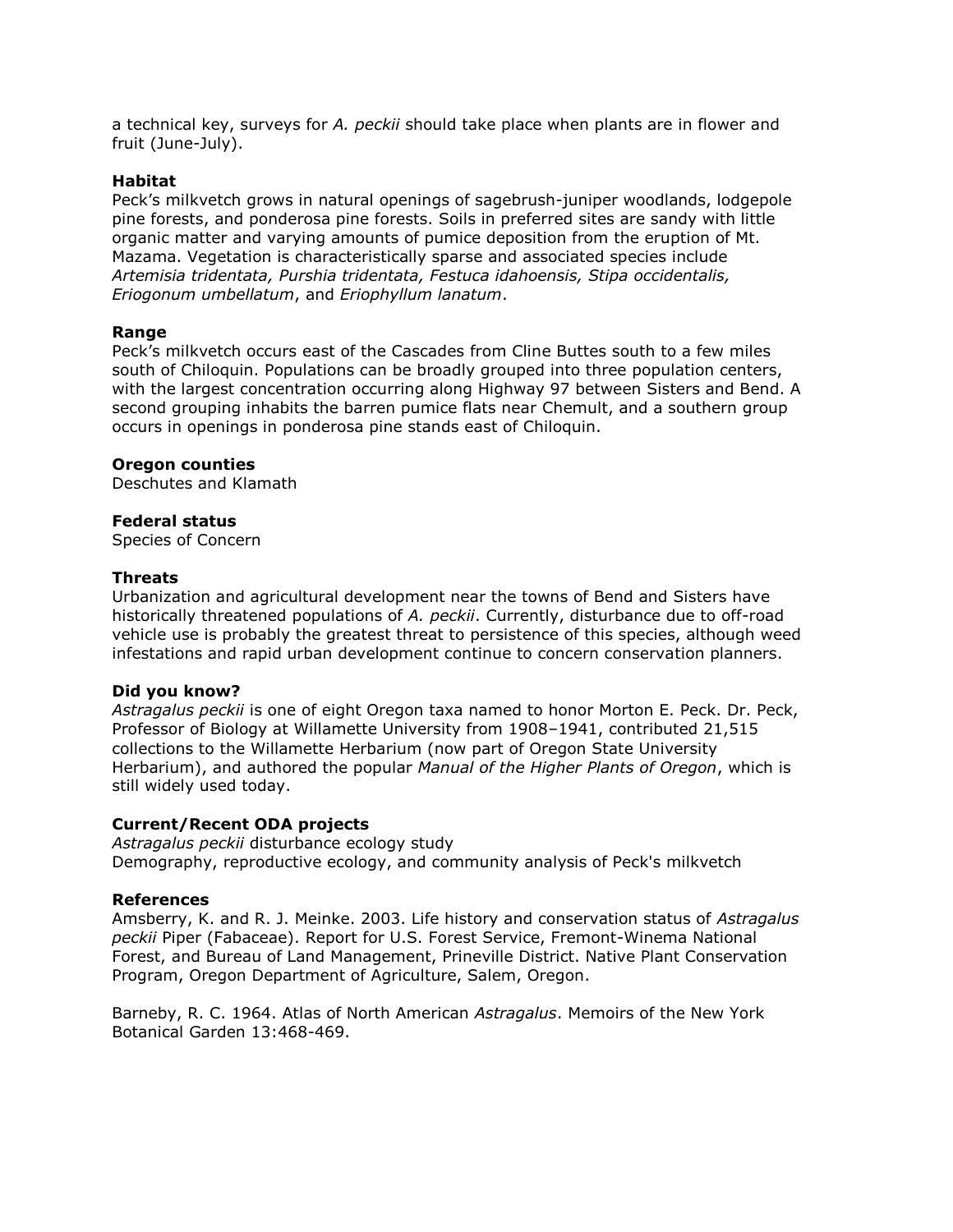a technical key, surveys for *A. peckii* should take place when plants are in flower and fruit (June-July).

**Habitat**
Peck's milkvetch grows in natural openings of sagebrush-juniper woodlands, lodgepole pine forests, and ponderosa pine forests. Soils in preferred sites are sandy with little organic matter and varying amounts of pumice deposition from the eruption of Mt. Mazama. Vegetation is characteristically sparse and associated species include *Artemisia tridentata, Purshia tridentata, Festuca idahoensis, Stipa occidentalis, Eriogonum umbellatum*, and *Eriophyllum lanatum*.

**Range**
Peck's milkvetch occurs east of the Cascades from Cline Buttes south to a few miles south of Chiloquin. Populations can be broadly grouped into three population centers, with the largest concentration occurring along Highway 97 between Sisters and Bend. A second grouping inhabits the barren pumice flats near Chemult, and a southern group occurs in openings in ponderosa pine stands east of Chiloquin.

**Oregon counties**
Deschutes and Klamath

**Federal status**
Species of Concern

**Threats**
Urbanization and agricultural development near the towns of Bend and Sisters have historically threatened populations of *A. peckii*. Currently, disturbance due to off-road vehicle use is probably the greatest threat to persistence of this species, although weed infestations and rapid urban development continue to concern conservation planners.

**Did you know?**
*Astragalus peckii* is one of eight Oregon taxa named to honor Morton E. Peck. Dr. Peck, Professor of Biology at Willamette University from 1908–1941, contributed 21,515 collections to the Willamette Herbarium (now part of Oregon State University Herbarium), and authored the popular *Manual of the Higher Plants of Oregon*, which is still widely used today.

**Current/Recent ODA projects**
*Astragalus peckii* disturbance ecology study
Demography, reproductive ecology, and community analysis of Peck's milkvetch

**References**
Amsberry, K. and R. J. Meinke. 2003. Life history and conservation status of *Astragalus peckii* Piper (Fabaceae). Report for U.S. Forest Service, Fremont-Winema National Forest, and Bureau of Land Management, Prineville District. Native Plant Conservation Program, Oregon Department of Agriculture, Salem, Oregon.

Barneby, R. C. 1964. Atlas of North American *Astragalus*. Memoirs of the New York Botanical Garden 13:468-469.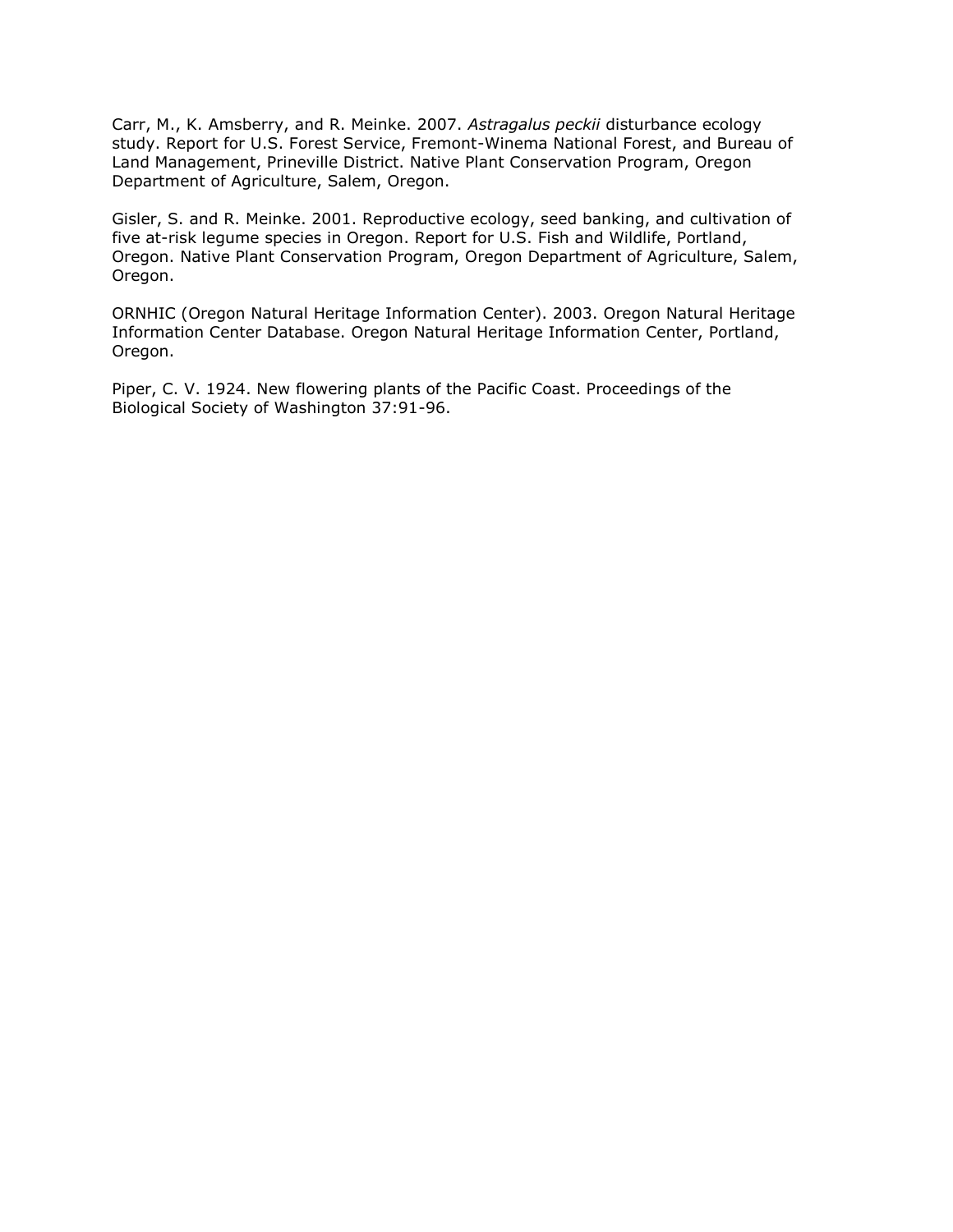Carr, M., K. Amsberry, and R. Meinke. 2007. *Astragalus peckii* disturbance ecology study. Report for U.S. Forest Service, Fremont-Winema National Forest, and Bureau of Land Management, Prineville District. Native Plant Conservation Program, Oregon Department of Agriculture, Salem, Oregon.

Gisler, S. and R. Meinke. 2001. Reproductive ecology, seed banking, and cultivation of five at-risk legume species in Oregon. Report for U.S. Fish and Wildlife, Portland, Oregon. Native Plant Conservation Program, Oregon Department of Agriculture, Salem, Oregon.

ORNHIC (Oregon Natural Heritage Information Center). 2003. Oregon Natural Heritage Information Center Database. Oregon Natural Heritage Information Center, Portland, Oregon.

Piper, C. V. 1924. New flowering plants of the Pacific Coast. Proceedings of the Biological Society of Washington 37:91-96.